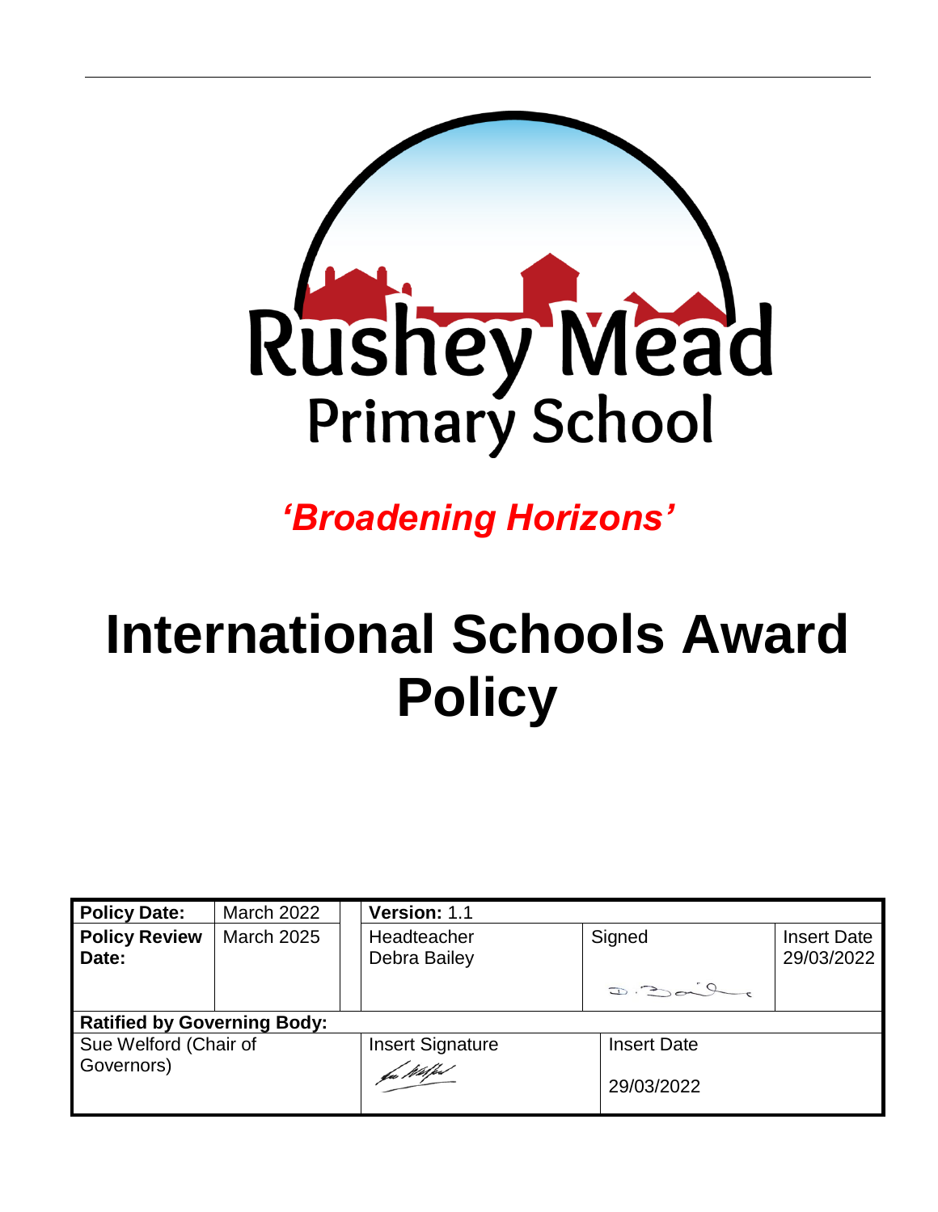Rushey Mead

Primary School

***'Broadening Horizons'***

# International Schools Award Policy

| **Policy Date:** | March 2022 | | **Version:** 1.1 | | |
|---|---|---|---|---|---|
| **Policy Review Date:** | March 2025 | | Headteacher Debra Bailey | Signed | Insert Date 29/03/2022 |
| **Ratified by Governing Body:** | | | | | |
| Sue Welford (Chair of Governors) | | | Insert Signature | Insert Date 29/03/2022 | |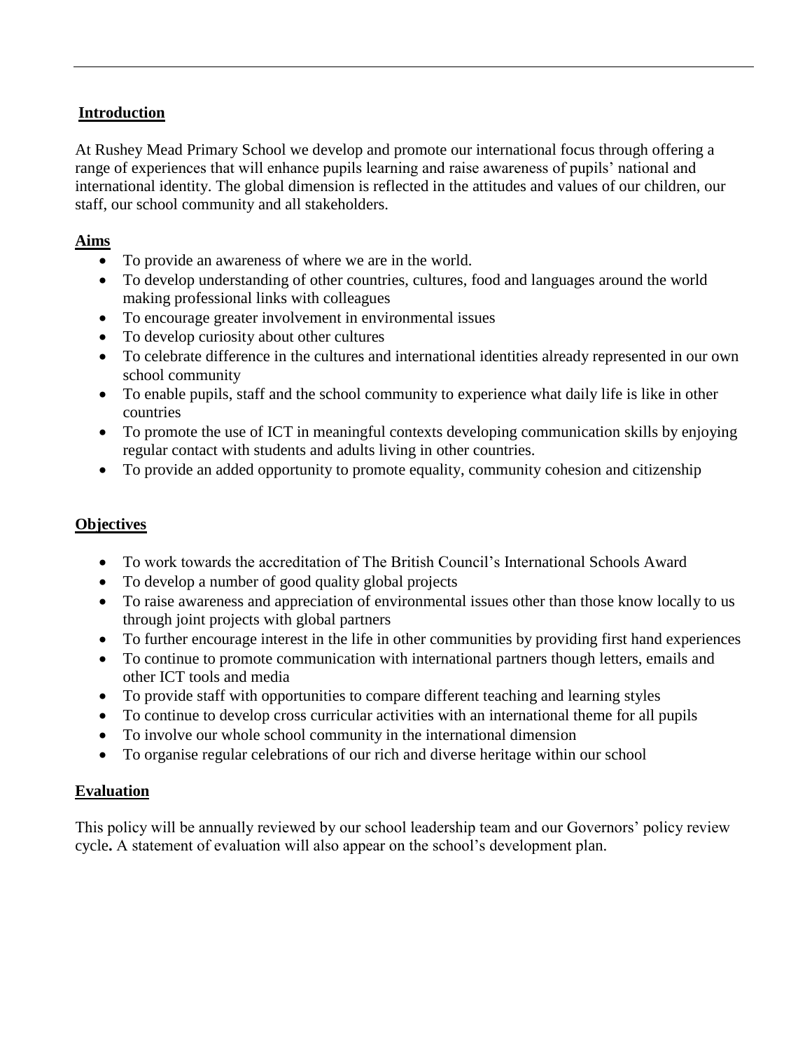## Introduction

At Rushey Mead Primary School we develop and promote our international focus through offering a range of experiences that will enhance pupils learning and raise awareness of pupils' national and international identity. The global dimension is reflected in the attitudes and values of our children, our staff, our school community and all stakeholders.

## Aims

- To provide an awareness of where we are in the world.
- To develop understanding of other countries, cultures, food and languages around the world making professional links with colleagues
- To encourage greater involvement in environmental issues
- To develop curiosity about other cultures
- To celebrate difference in the cultures and international identities already represented in our own school community
- To enable pupils, staff and the school community to experience what daily life is like in other countries
- To promote the use of ICT in meaningful contexts developing communication skills by enjoying regular contact with students and adults living in other countries.
- To provide an added opportunity to promote equality, community cohesion and citizenship

## Objectives

- To work towards the accreditation of The British Council's International Schools Award
- To develop a number of good quality global projects
- To raise awareness and appreciation of environmental issues other than those know locally to us through joint projects with global partners
- To further encourage interest in the life in other communities by providing first hand experiences
- To continue to promote communication with international partners though letters, emails and other ICT tools and media
- To provide staff with opportunities to compare different teaching and learning styles
- To continue to develop cross curricular activities with an international theme for all pupils
- To involve our whole school community in the international dimension
- To organise regular celebrations of our rich and diverse heritage within our school

## Evaluation

This policy will be annually reviewed by our school leadership team and our Governors' policy review cycle**.** A statement of evaluation will also appear on the school's development plan.